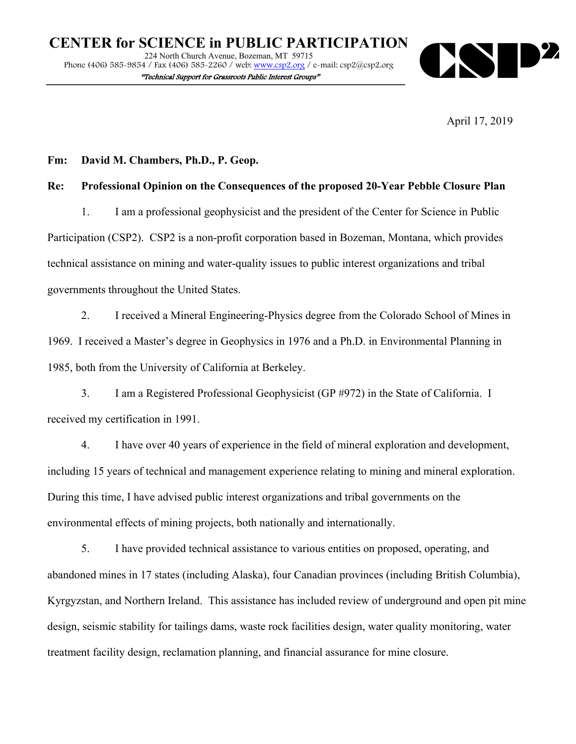# CENTER for SCIENCE in PUBLIC PARTICIPATION

224 North Church Avenue, Bozeman, MT 59715
Phone (406) 585-9854 / Fax (406) 585-2260 / web: www.csp2.org / e-mail: csp2@csp2.org

*"Technical Support for Grassroots Public Interest Groups"*

CSP²

April 17, 2019

**Fm: David M. Chambers, Ph.D., P. Geop.**

**Re: Professional Opinion on the Consequences of the proposed 20-Year Pebble Closure Plan**

1. I am a professional geophysicist and the president of the Center for Science in Public Participation (CSP2). CSP2 is a non-profit corporation based in Bozeman, Montana, which provides technical assistance on mining and water-quality issues to public interest organizations and tribal governments throughout the United States.

2. I received a Mineral Engineering-Physics degree from the Colorado School of Mines in 1969. I received a Master's degree in Geophysics in 1976 and a Ph.D. in Environmental Planning in 1985, both from the University of California at Berkeley.

3. I am a Registered Professional Geophysicist (GP #972) in the State of California. I received my certification in 1991.

4. I have over 40 years of experience in the field of mineral exploration and development, including 15 years of technical and management experience relating to mining and mineral exploration. During this time, I have advised public interest organizations and tribal governments on the environmental effects of mining projects, both nationally and internationally.

5. I have provided technical assistance to various entities on proposed, operating, and abandoned mines in 17 states (including Alaska), four Canadian provinces (including British Columbia), Kyrgyzstan, and Northern Ireland. This assistance has included review of underground and open pit mine design, seismic stability for tailings dams, waste rock facilities design, water quality monitoring, water treatment facility design, reclamation planning, and financial assurance for mine closure.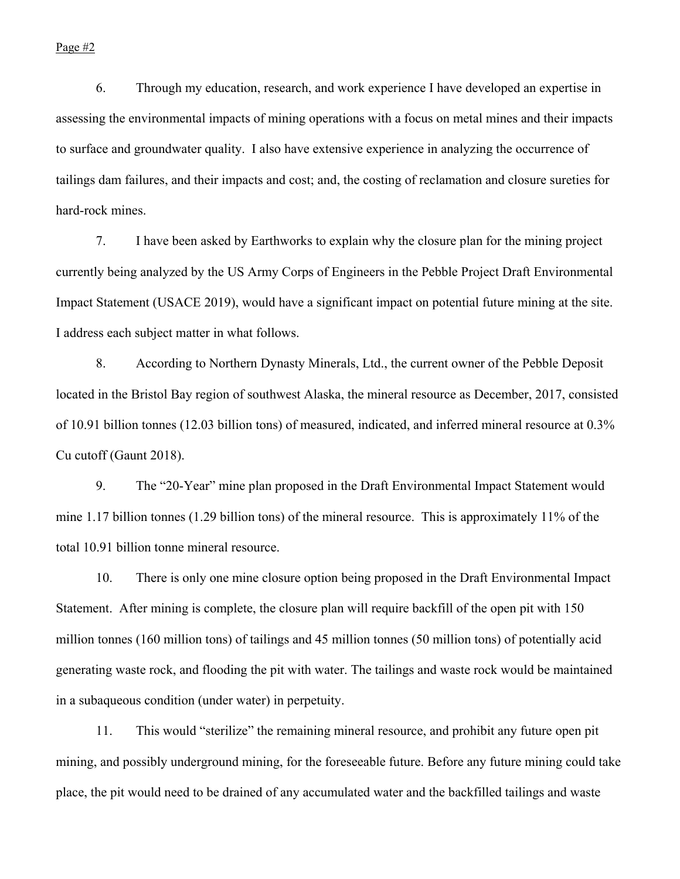6. Through my education, research, and work experience I have developed an expertise in assessing the environmental impacts of mining operations with a focus on metal mines and their impacts to surface and groundwater quality. I also have extensive experience in analyzing the occurrence of tailings dam failures, and their impacts and cost; and, the costing of reclamation and closure sureties for hard-rock mines.

7. I have been asked by Earthworks to explain why the closure plan for the mining project currently being analyzed by the US Army Corps of Engineers in the Pebble Project Draft Environmental Impact Statement (USACE 2019), would have a significant impact on potential future mining at the site. I address each subject matter in what follows.

8. According to Northern Dynasty Minerals, Ltd., the current owner of the Pebble Deposit located in the Bristol Bay region of southwest Alaska, the mineral resource as December, 2017, consisted of 10.91 billion tonnes (12.03 billion tons) of measured, indicated, and inferred mineral resource at 0.3% Cu cutoff (Gaunt 2018).

9. The "20-Year" mine plan proposed in the Draft Environmental Impact Statement would mine 1.17 billion tonnes (1.29 billion tons) of the mineral resource. This is approximately 11% of the total 10.91 billion tonne mineral resource.

10. There is only one mine closure option being proposed in the Draft Environmental Impact Statement. After mining is complete, the closure plan will require backfill of the open pit with 150 million tonnes (160 million tons) of tailings and 45 million tonnes (50 million tons) of potentially acid generating waste rock, and flooding the pit with water. The tailings and waste rock would be maintained in a subaqueous condition (under water) in perpetuity.

11. This would "sterilize" the remaining mineral resource, and prohibit any future open pit mining, and possibly underground mining, for the foreseeable future. Before any future mining could take place, the pit would need to be drained of any accumulated water and the backfilled tailings and waste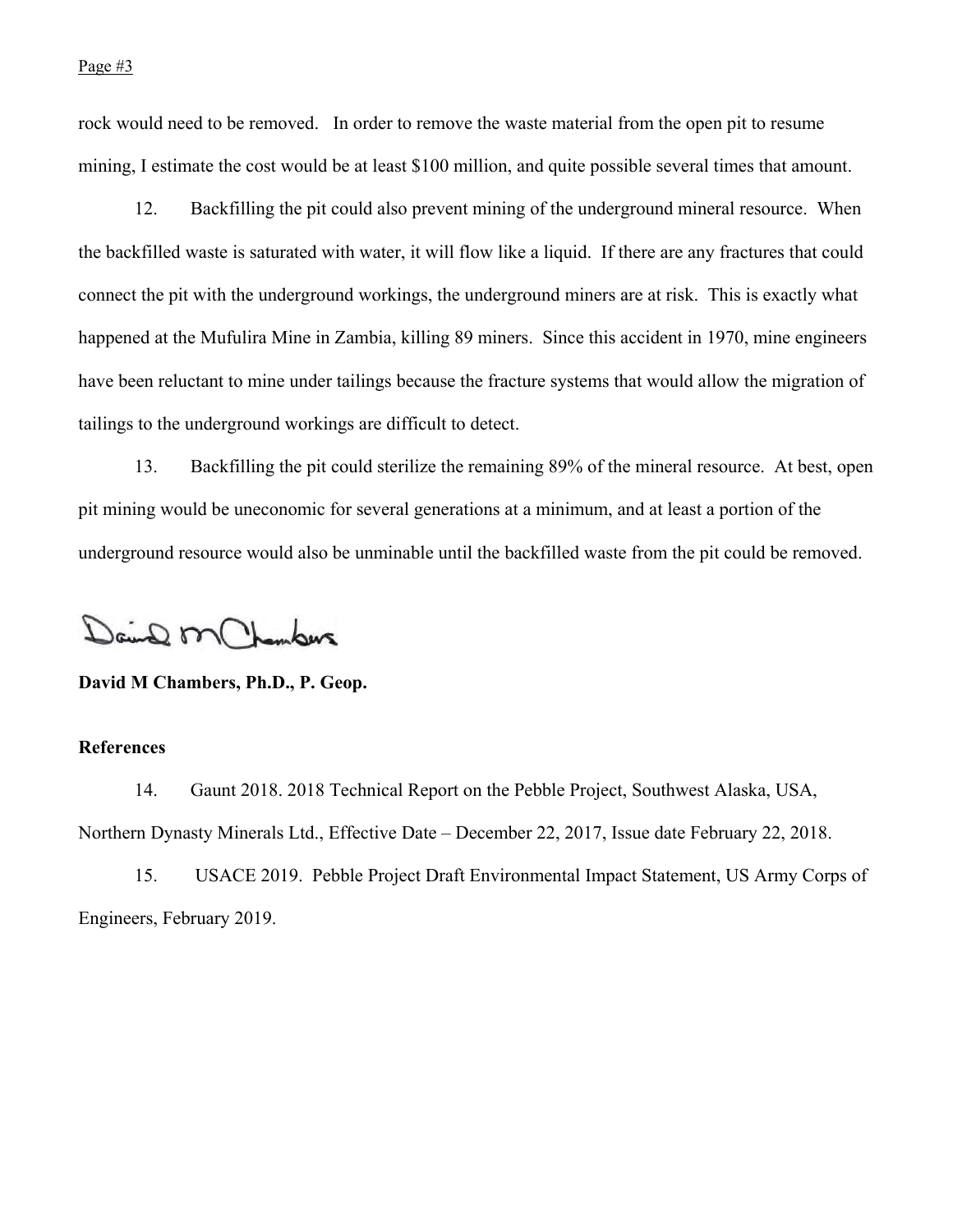rock would need to be removed. In order to remove the waste material from the open pit to resume mining, I estimate the cost would be at least $100 million, and quite possible several times that amount.

12. Backfilling the pit could also prevent mining of the underground mineral resource. When the backfilled waste is saturated with water, it will flow like a liquid. If there are any fractures that could connect the pit with the underground workings, the underground miners are at risk. This is exactly what happened at the Mufulira Mine in Zambia, killing 89 miners. Since this accident in 1970, mine engineers have been reluctant to mine under tailings because the fracture systems that would allow the migration of tailings to the underground workings are difficult to detect.

13. Backfilling the pit could sterilize the remaining 89% of the mineral resource. At best, open pit mining would be uneconomic for several generations at a minimum, and at least a portion of the underground resource would also be unminable until the backfilled waste from the pit could be removed.

David M Chambers

**David M Chambers, Ph.D., P. Geop.**

**References**

14. Gaunt 2018. 2018 Technical Report on the Pebble Project, Southwest Alaska, USA, Northern Dynasty Minerals Ltd., Effective Date – December 22, 2017, Issue date February 22, 2018.

15. USACE 2019. Pebble Project Draft Environmental Impact Statement, US Army Corps of Engineers, February 2019.